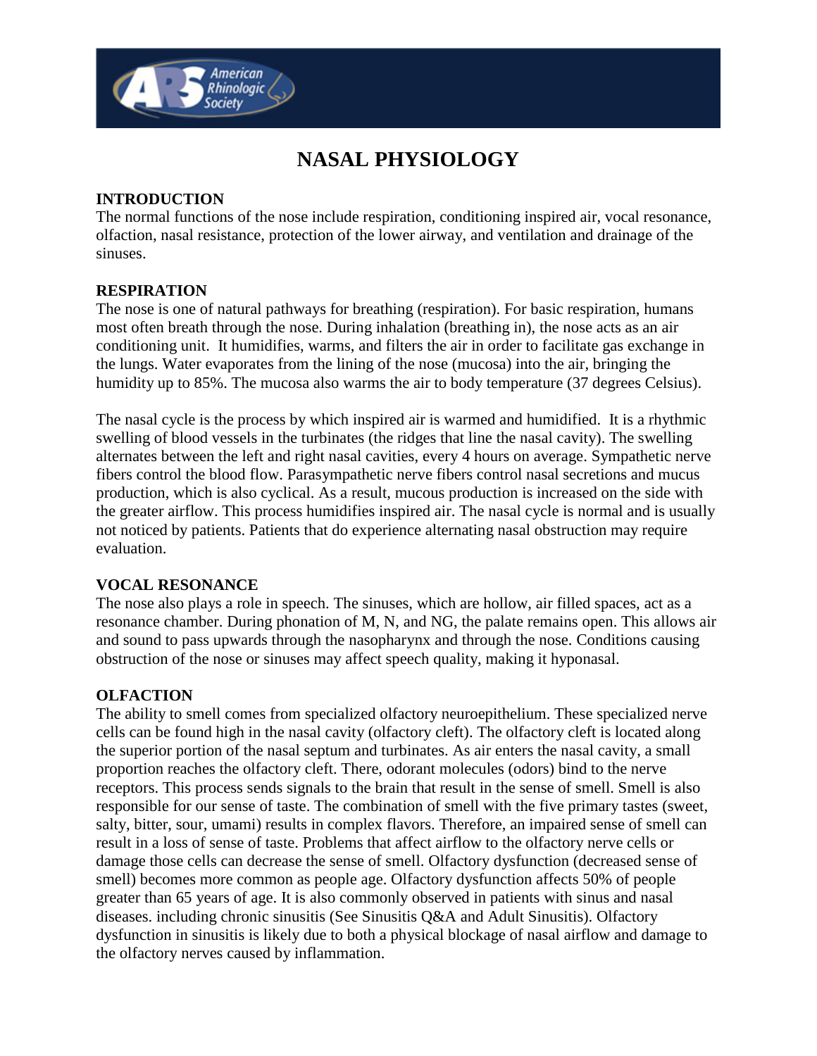# NASAL PHYSIOLOGY

## INTRODUCTION

The normal functions of the nose include respiration, conditioning inspired air, vocal resonance, olfaction, nasal resistance, protection of the lower airway, and ventilation and drainage of the sinuses.

## RESPIRATION

The nose is one of natural pathways for breathing (respiration). For basic respiration, humans most often breath through the nose. During inhalation (breathing in), the nose acts as an air conditioning unit. It humidifies, warms, and filters the air in order to facilitate gas exchange in the lungs. Water evaporates from the lining of the nose (mucosa) into the air, bringing the humidity up to 85%. The mucosa also warms the air to body temperature (37 degrees Celsius).

The nasal cycle is the process by which inspired air is warmed and humidified. It is a rhythmic swelling of blood vessels in the turbinates (the ridges that line the nasal cavity). The swelling alternates between the left and right nasal cavities, every 4 hours on average. Sympathetic nerve fibers control the blood flow. Parasympathetic nerve fibers control nasal secretions and mucus production, which is also cyclical. As a result, mucous production is increased on the side with the greater airflow. This process humidifies inspired air. The nasal cycle is normal and is usually not noticed by patients. Patients that do experience alternating nasal obstruction may require evaluation.

## VOCAL RESONANCE

The nose also plays a role in speech. The sinuses, which are hollow, air filled spaces, act as a resonance chamber. During phonation of M, N, and NG, the palate remains open. This allows air and sound to pass upwards through the nasopharynx and through the nose. Conditions causing obstruction of the nose or sinuses may affect speech quality, making it hyponasal.

## OLFACTION

The ability to smell comes from specialized olfactory neuroepithelium. These specialized nerve cells can be found high in the nasal cavity (olfactory cleft). The olfactory cleft is located along the superior portion of the nasal septum and turbinates. As air enters the nasal cavity, a small proportion reaches the olfactory cleft. There, odorant molecules (odors) bind to the nerve receptors. This process sends signals to the brain that result in the sense of smell. Smell is also responsible for our sense of taste. The combination of smell with the five primary tastes (sweet, salty, bitter, sour, umami) results in complex flavors. Therefore, an impaired sense of smell can result in a loss of sense of taste. Problems that affect airflow to the olfactory nerve cells or damage those cells can decrease the sense of smell. Olfactory dysfunction (decreased sense of smell) becomes more common as people age. Olfactory dysfunction affects 50% of people greater than 65 years of age. It is also commonly observed in patients with sinus and nasal diseases. including chronic sinusitis (See Sinusitis Q&A and Adult Sinusitis). Olfactory dysfunction in sinusitis is likely due to both a physical blockage of nasal airflow and damage to the olfactory nerves caused by inflammation.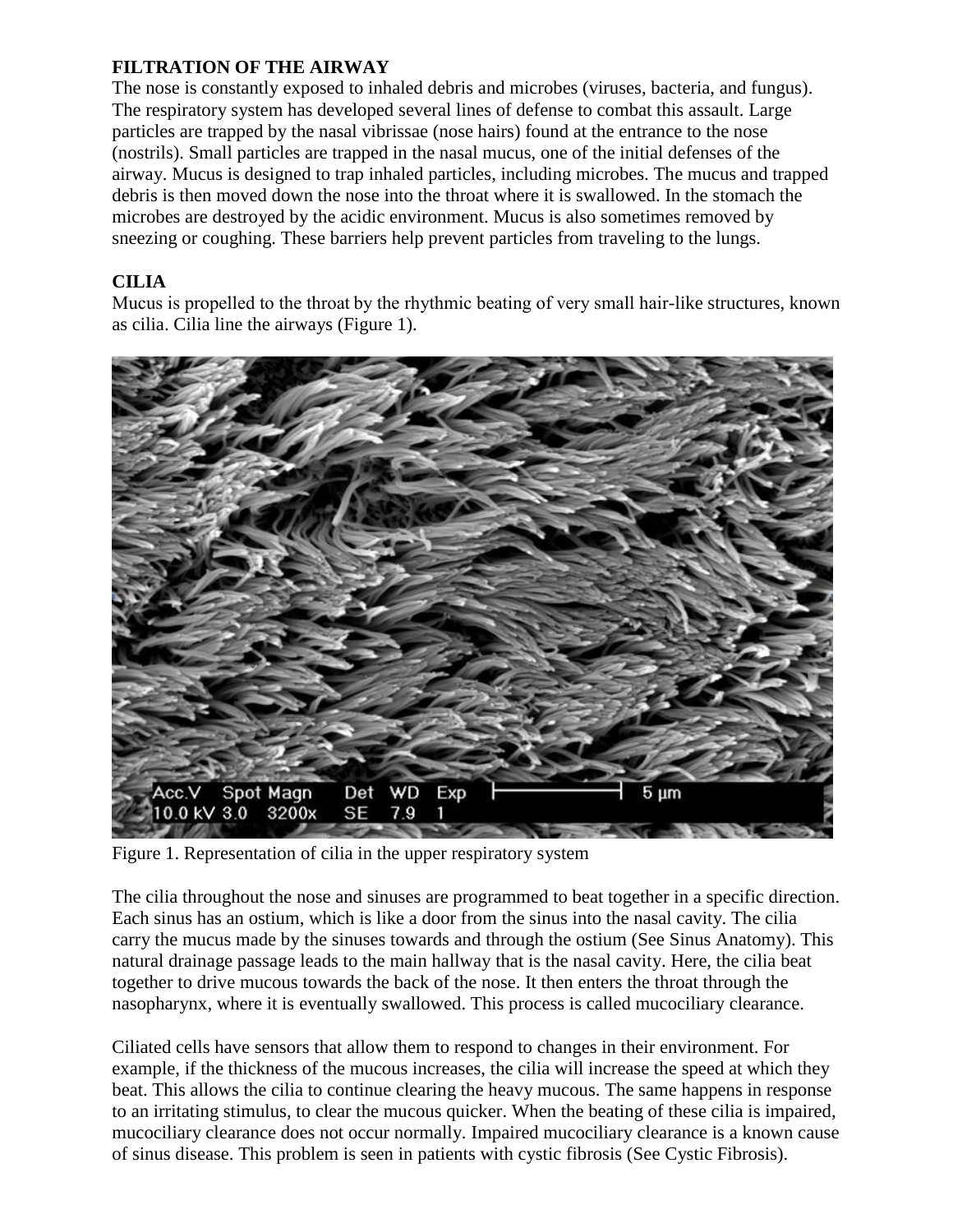## FILTRATION OF THE AIRWAY

The nose is constantly exposed to inhaled debris and microbes (viruses, bacteria, and fungus). The respiratory system has developed several lines of defense to combat this assault. Large particles are trapped by the nasal vibrissae (nose hairs) found at the entrance to the nose (nostrils). Small particles are trapped in the nasal mucus, one of the initial defenses of the airway. Mucus is designed to trap inhaled particles, including microbes. The mucus and trapped debris is then moved down the nose into the throat where it is swallowed. In the stomach the microbes are destroyed by the acidic environment. Mucus is also sometimes removed by sneezing or coughing. These barriers help prevent particles from traveling to the lungs.

## CILIA

Mucus is propelled to the throat by the rhythmic beating of very small hair-like structures, known as cilia. Cilia line the airways (Figure 1).

Figure 1. Representation of cilia in the upper respiratory system

The cilia throughout the nose and sinuses are programmed to beat together in a specific direction. Each sinus has an ostium, which is like a door from the sinus into the nasal cavity. The cilia carry the mucus made by the sinuses towards and through the ostium (See Sinus Anatomy). This natural drainage passage leads to the main hallway that is the nasal cavity. Here, the cilia beat together to drive mucous towards the back of the nose. It then enters the throat through the nasopharynx, where it is eventually swallowed. This process is called mucociliary clearance.

Ciliated cells have sensors that allow them to respond to changes in their environment. For example, if the thickness of the mucous increases, the cilia will increase the speed at which they beat. This allows the cilia to continue clearing the heavy mucous. The same happens in response to an irritating stimulus, to clear the mucous quicker. When the beating of these cilia is impaired, mucociliary clearance does not occur normally. Impaired mucociliary clearance is a known cause of sinus disease. This problem is seen in patients with cystic fibrosis (See Cystic Fibrosis).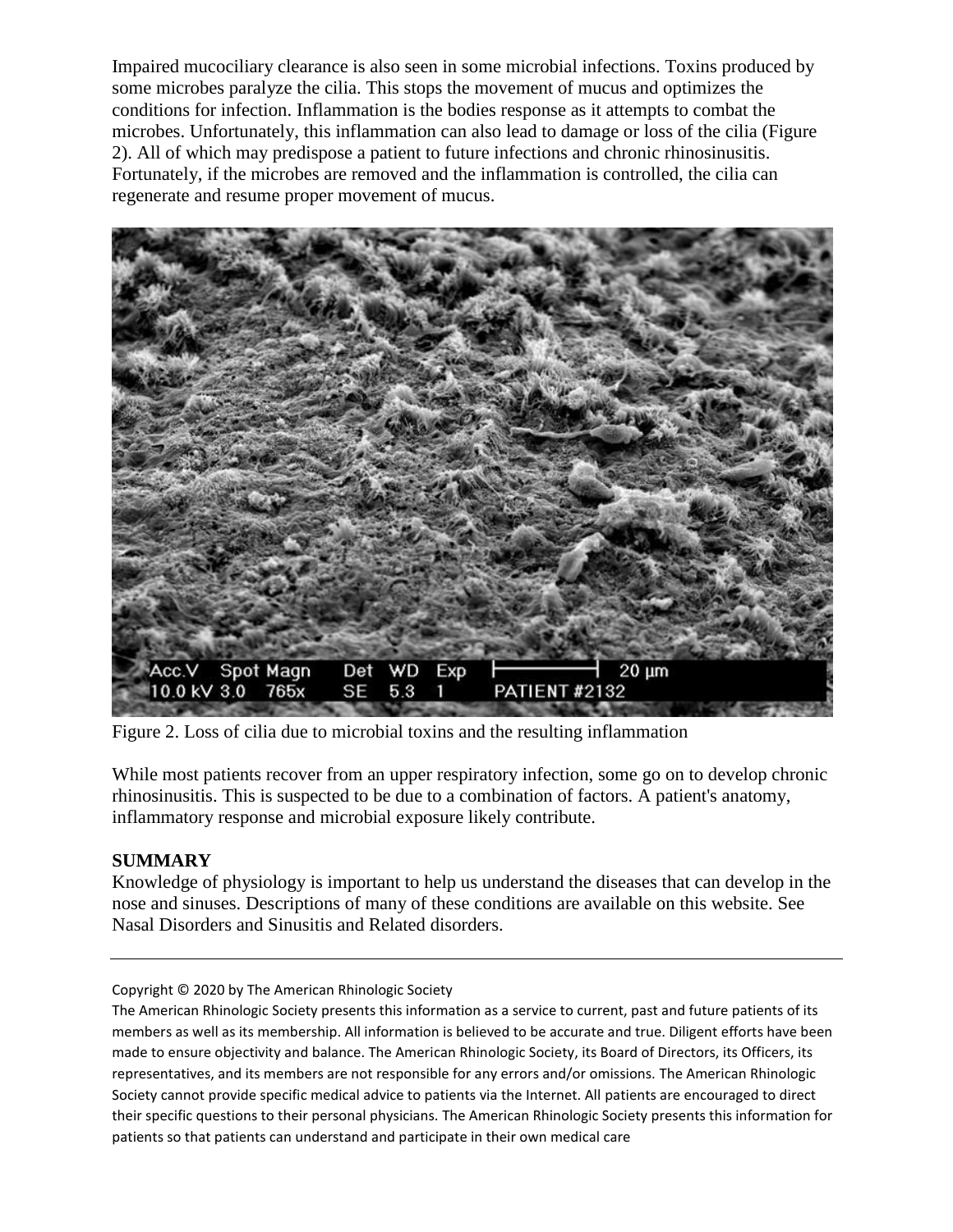Impaired mucociliary clearance is also seen in some microbial infections. Toxins produced by some microbes paralyze the cilia. This stops the movement of mucus and optimizes the conditions for infection. Inflammation is the bodies response as it attempts to combat the microbes. Unfortunately, this inflammation can also lead to damage or loss of the cilia (Figure 2). All of which may predispose a patient to future infections and chronic rhinosinusitis. Fortunately, if the microbes are removed and the inflammation is controlled, the cilia can regenerate and resume proper movement of mucus.

Figure 2. Loss of cilia due to microbial toxins and the resulting inflammation

While most patients recover from an upper respiratory infection, some go on to develop chronic rhinosinusitis. This is suspected to be due to a combination of factors. A patient's anatomy, inflammatory response and microbial exposure likely contribute.

## SUMMARY

Knowledge of physiology is important to help us understand the diseases that can develop in the nose and sinuses. Descriptions of many of these conditions are available on this website. See Nasal Disorders and Sinusitis and Related disorders.

---

Copyright © 2020 by The American Rhinologic Society

The American Rhinologic Society presents this information as a service to current, past and future patients of its members as well as its membership. All information is believed to be accurate and true. Diligent efforts have been made to ensure objectivity and balance. The American Rhinologic Society, its Board of Directors, its Officers, its representatives, and its members are not responsible for any errors and/or omissions. The American Rhinologic Society cannot provide specific medical advice to patients via the Internet. All patients are encouraged to direct their specific questions to their personal physicians. The American Rhinologic Society presents this information for patients so that patients can understand and participate in their own medical care